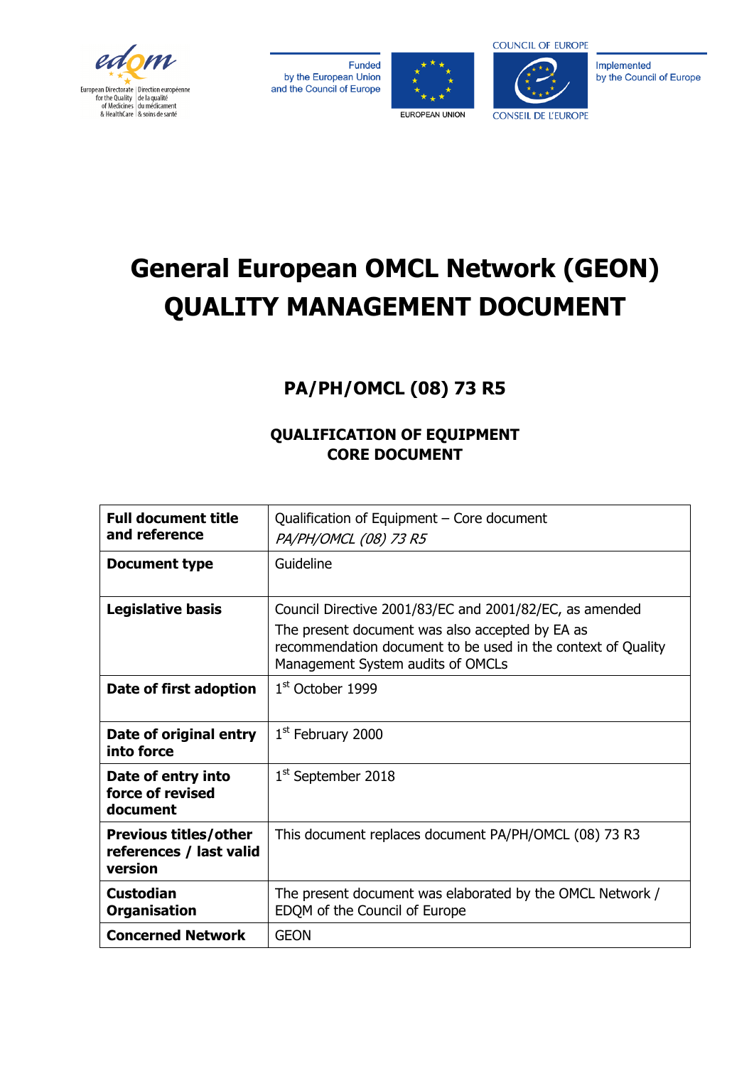# General European OMCL Network (GEON) QUALITY MANAGEMENT DOCUMENT

## PA/PH/OMCL (08) 73 R5

### QUALIFICATION OF EQUIPMENT CORE DOCUMENT

| **Full document title and reference** | Qualification of Equipment – Core document *PA/PH/OMCL (08) 73 R5* |
|---|---|
| **Document type** | Guideline |
| **Legislative basis** | Council Directive 2001/83/EC and 2001/82/EC, as amended<br>The present document was also accepted by EA as recommendation document to be used in the context of Quality Management System audits of OMCLs |
| **Date of first adoption** | 1st October 1999 |
| **Date of original entry into force** | 1st February 2000 |
| **Date of entry into force of revised document** | 1st September 2018 |
| **Previous titles/other references / last valid version** | This document replaces document PA/PH/OMCL (08) 73 R3 |
| **Custodian Organisation** | The present document was elaborated by the OMCL Network / EDQM of the Council of Europe |
| **Concerned Network** | GEON |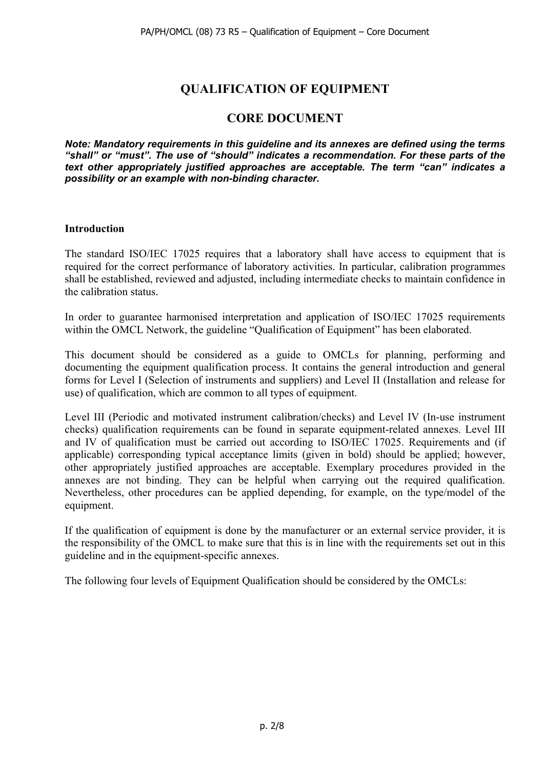# QUALIFICATION OF EQUIPMENT

# CORE DOCUMENT

***Note: Mandatory requirements in this guideline and its annexes are defined using the terms "shall" or "must". The use of "should" indicates a recommendation. For these parts of the text other appropriately justified approaches are acceptable. The term "can" indicates a possibility or an example with non-binding character.***

**Introduction**

The standard ISO/IEC 17025 requires that a laboratory shall have access to equipment that is required for the correct performance of laboratory activities. In particular, calibration programmes shall be established, reviewed and adjusted, including intermediate checks to maintain confidence in the calibration status.

In order to guarantee harmonised interpretation and application of ISO/IEC 17025 requirements within the OMCL Network, the guideline "Qualification of Equipment" has been elaborated.

This document should be considered as a guide to OMCLs for planning, performing and documenting the equipment qualification process. It contains the general introduction and general forms for Level I (Selection of instruments and suppliers) and Level II (Installation and release for use) of qualification, which are common to all types of equipment.

Level III (Periodic and motivated instrument calibration/checks) and Level IV (In-use instrument checks) qualification requirements can be found in separate equipment-related annexes. Level III and IV of qualification must be carried out according to ISO/IEC 17025. Requirements and (if applicable) corresponding typical acceptance limits (given in bold) should be applied; however, other appropriately justified approaches are acceptable. Exemplary procedures provided in the annexes are not binding. They can be helpful when carrying out the required qualification. Nevertheless, other procedures can be applied depending, for example, on the type/model of the equipment.

If the qualification of equipment is done by the manufacturer or an external service provider, it is the responsibility of the OMCL to make sure that this is in line with the requirements set out in this guideline and in the equipment-specific annexes.

The following four levels of Equipment Qualification should be considered by the OMCLs: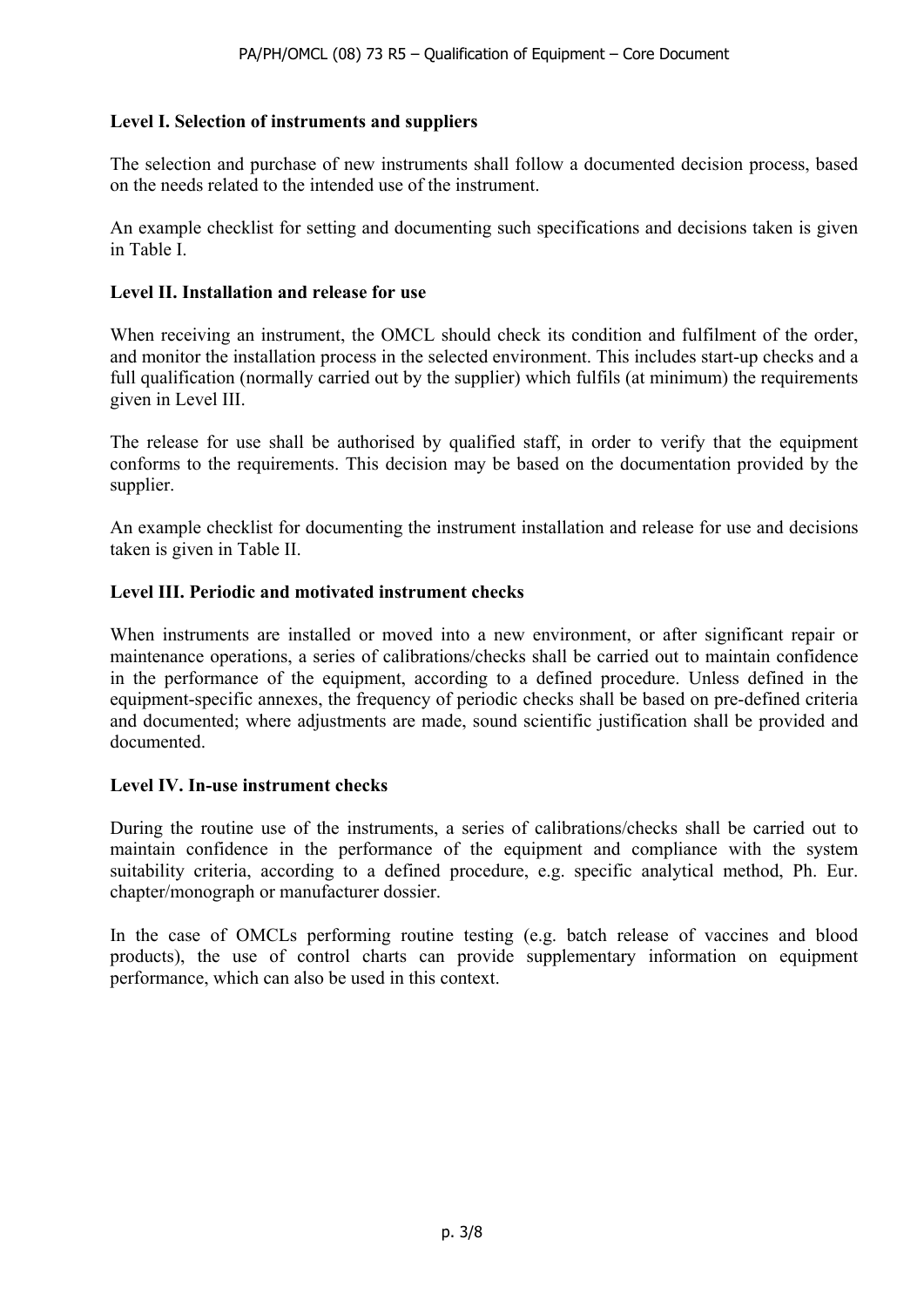**Level I. Selection of instruments and suppliers**

The selection and purchase of new instruments shall follow a documented decision process, based on the needs related to the intended use of the instrument.

An example checklist for setting and documenting such specifications and decisions taken is given in Table I.

**Level II. Installation and release for use**

When receiving an instrument, the OMCL should check its condition and fulfilment of the order, and monitor the installation process in the selected environment. This includes start-up checks and a full qualification (normally carried out by the supplier) which fulfils (at minimum) the requirements given in Level III.

The release for use shall be authorised by qualified staff, in order to verify that the equipment conforms to the requirements. This decision may be based on the documentation provided by the supplier.

An example checklist for documenting the instrument installation and release for use and decisions taken is given in Table II.

**Level III. Periodic and motivated instrument checks**

When instruments are installed or moved into a new environment, or after significant repair or maintenance operations, a series of calibrations/checks shall be carried out to maintain confidence in the performance of the equipment, according to a defined procedure. Unless defined in the equipment-specific annexes, the frequency of periodic checks shall be based on pre-defined criteria and documented; where adjustments are made, sound scientific justification shall be provided and documented.

**Level IV. In-use instrument checks**

During the routine use of the instruments, a series of calibrations/checks shall be carried out to maintain confidence in the performance of the equipment and compliance with the system suitability criteria, according to a defined procedure, e.g. specific analytical method, Ph. Eur. chapter/monograph or manufacturer dossier.

In the case of OMCLs performing routine testing (e.g. batch release of vaccines and blood products), the use of control charts can provide supplementary information on equipment performance, which can also be used in this context.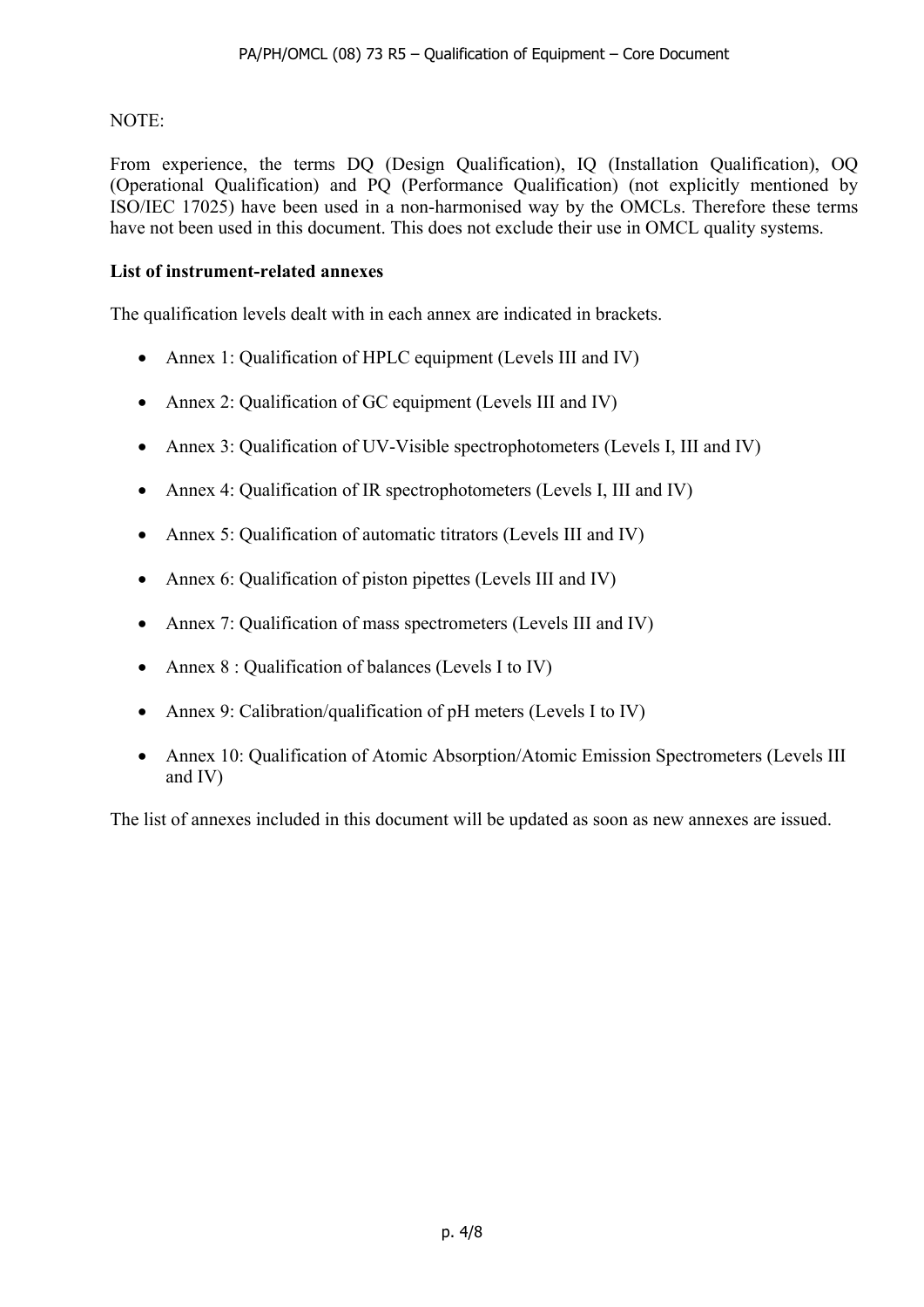NOTE:

From experience, the terms DQ (Design Qualification), IQ (Installation Qualification), OQ (Operational Qualification) and PQ (Performance Qualification) (not explicitly mentioned by ISO/IEC 17025) have been used in a non-harmonised way by the OMCLs. Therefore these terms have not been used in this document. This does not exclude their use in OMCL quality systems.

**List of instrument-related annexes**

The qualification levels dealt with in each annex are indicated in brackets.

- Annex 1: Qualification of HPLC equipment (Levels III and IV)
- Annex 2: Qualification of GC equipment (Levels III and IV)
- Annex 3: Qualification of UV-Visible spectrophotometers (Levels I, III and IV)
- Annex 4: Qualification of IR spectrophotometers (Levels I, III and IV)
- Annex 5: Qualification of automatic titrators (Levels III and IV)
- Annex 6: Qualification of piston pipettes (Levels III and IV)
- Annex 7: Qualification of mass spectrometers (Levels III and IV)
- Annex 8 : Qualification of balances (Levels I to IV)
- Annex 9: Calibration/qualification of pH meters (Levels I to IV)
- Annex 10: Qualification of Atomic Absorption/Atomic Emission Spectrometers (Levels III and IV)

The list of annexes included in this document will be updated as soon as new annexes are issued.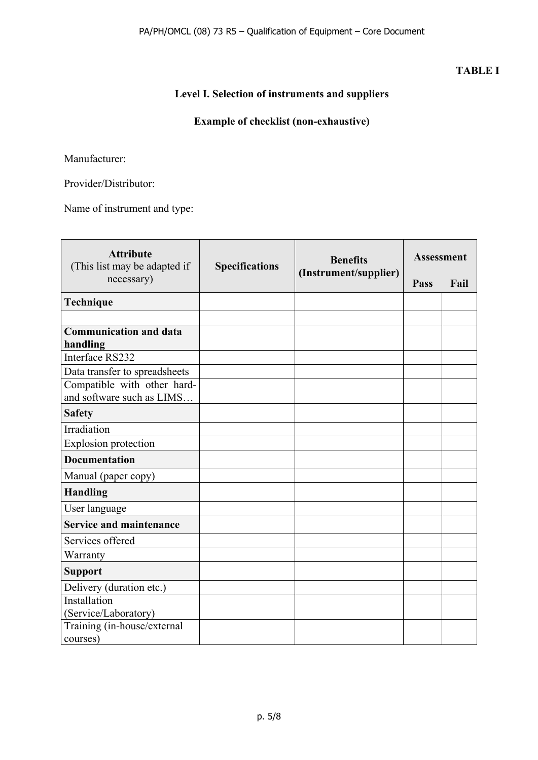**TABLE I**

## Level I. Selection of instruments and suppliers

**Example of checklist (non-exhaustive)**

Manufacturer:

Provider/Distributor:

Name of instrument and type:

| **Attribute** (This list may be adapted if necessary) | **Specifications** | **Benefits (Instrument/supplier)** | **Assessment** | |
|---|---|---|---|---|
| | | | **Pass** | **Fail** |
| **Technique** | | | | |
| | | | | |
| **Communication and data handling** | | | | |
| Interface RS232 | | | | |
| Data transfer to spreadsheets | | | | |
| Compatible with other hard- and software such as LIMS… | | | | |
| **Safety** | | | | |
| Irradiation | | | | |
| Explosion protection | | | | |
| **Documentation** | | | | |
| Manual (paper copy) | | | | |
| **Handling** | | | | |
| User language | | | | |
| **Service and maintenance** | | | | |
| Services offered | | | | |
| Warranty | | | | |
| **Support** | | | | |
| Delivery (duration etc.) | | | | |
| Installation (Service/Laboratory) | | | | |
| Training (in-house/external courses) | | | | |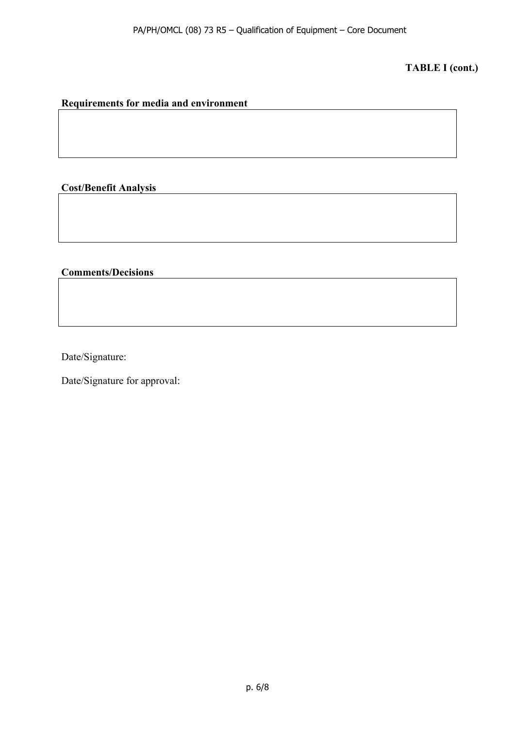**TABLE I (cont.)**

**Requirements for media and environment**

| |
|---|
| |

**Cost/Benefit Analysis**

| |
|---|
| |

**Comments/Decisions**

| |
|---|
| |

Date/Signature:

Date/Signature for approval: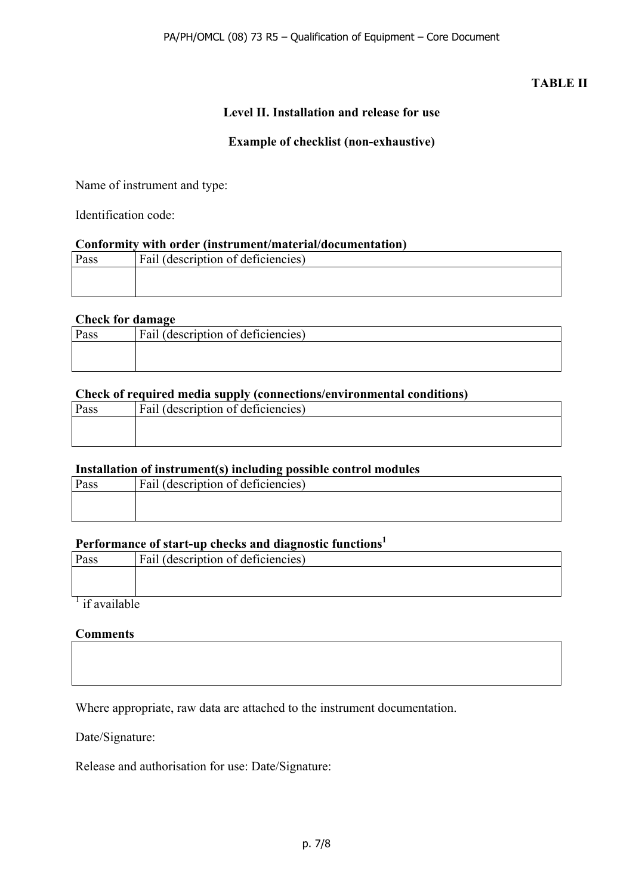**TABLE II**

**Level II. Installation and release for use**

**Example of checklist (non-exhaustive)**

Name of instrument and type:

Identification code:

**Conformity with order (instrument/material/documentation)**

| Pass | Fail (description of deficiencies) |
|---|---|
| | |

**Check for damage**

| Pass | Fail (description of deficiencies) |
|---|---|
| | |

**Check of required media supply (connections/environmental conditions)**

| Pass | Fail (description of deficiencies) |
|---|---|
| | |

**Installation of instrument(s) including possible control modules**

| Pass | Fail (description of deficiencies) |
|---|---|
| | |

**Performance of start-up checks and diagnostic functions**[1]

| Pass | Fail (description of deficiencies) |
|---|---|
| | |

[1] if available

**Comments**

| |
|---|
| |

Where appropriate, raw data are attached to the instrument documentation.

Date/Signature:

Release and authorisation for use: Date/Signature: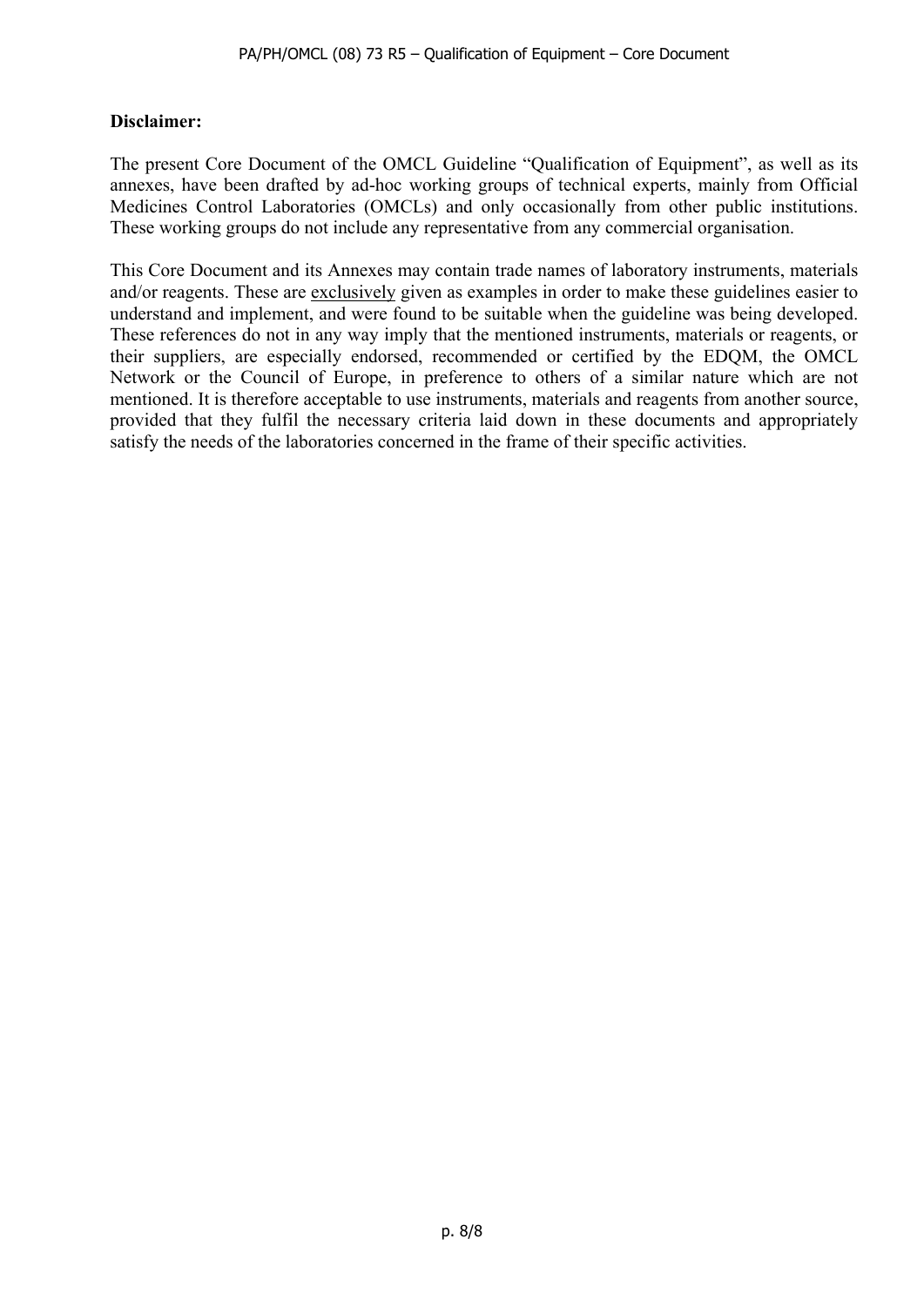**Disclaimer:**

The present Core Document of the OMCL Guideline "Qualification of Equipment", as well as its annexes, have been drafted by ad-hoc working groups of technical experts, mainly from Official Medicines Control Laboratories (OMCLs) and only occasionally from other public institutions. These working groups do not include any representative from any commercial organisation.

This Core Document and its Annexes may contain trade names of laboratory instruments, materials and/or reagents. These are exclusively given as examples in order to make these guidelines easier to understand and implement, and were found to be suitable when the guideline was being developed. These references do not in any way imply that the mentioned instruments, materials or reagents, or their suppliers, are especially endorsed, recommended or certified by the EDQM, the OMCL Network or the Council of Europe, in preference to others of a similar nature which are not mentioned. It is therefore acceptable to use instruments, materials and reagents from another source, provided that they fulfil the necessary criteria laid down in these documents and appropriately satisfy the needs of the laboratories concerned in the frame of their specific activities.